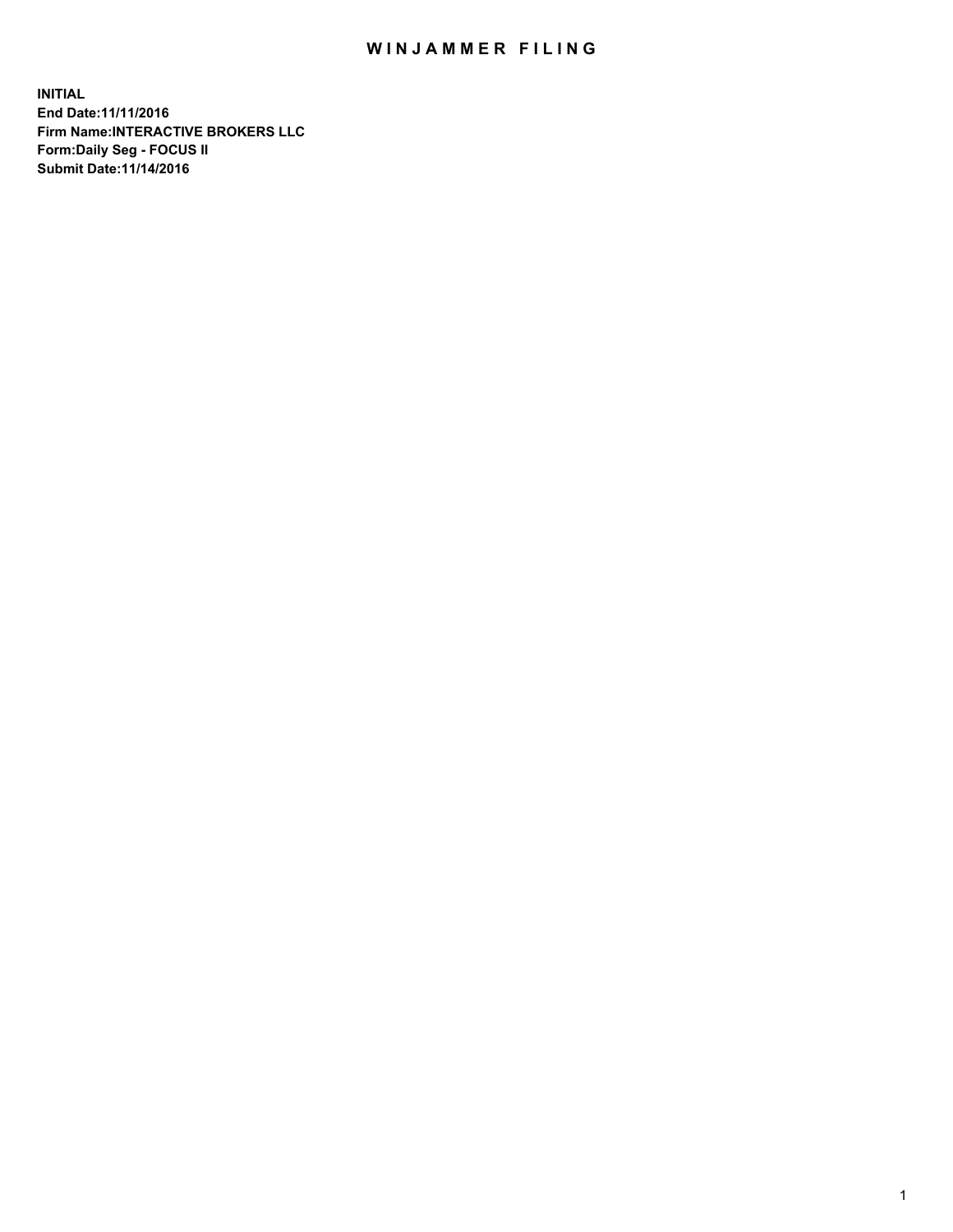# WINJAMMER FILING

**INITIAL**
**End Date:11/11/2016**
**Firm Name:INTERACTIVE BROKERS LLC**
**Form:Daily Seg - FOCUS II**
**Submit Date:11/14/2016**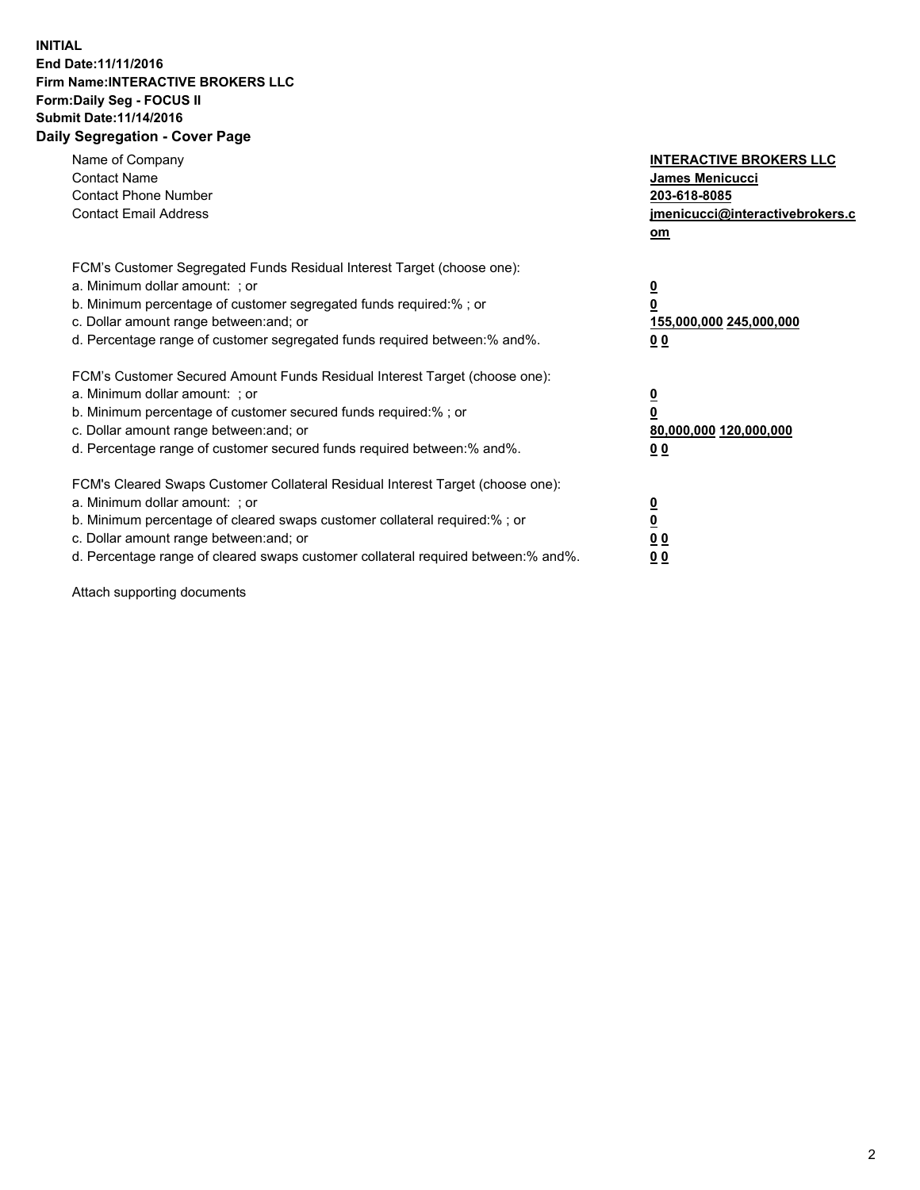**INITIAL**
**End Date:11/11/2016**
**Firm Name:INTERACTIVE BROKERS LLC**
**Form:Daily Seg - FOCUS II**
**Submit Date:11/14/2016**

## Daily Segregation - Cover Page

| | |
|---|---|
| Name of Company | **INTERACTIVE BROKERS LLC** |
| Contact Name | **James Menicucci** |
| Contact Phone Number | **203-618-8085** |
| Contact Email Address | **jmenicucci@interactivebrokers.com** |

FCM's Customer Segregated Funds Residual Interest Target (choose one):

| | |
|---|---|
| a. Minimum dollar amount: ; or | **0** |
| b. Minimum percentage of customer segregated funds required:% ; or | **0** |
| c. Dollar amount range between:and; or | **155,000,000 245,000,000** |
| d. Percentage range of customer segregated funds required between:% and%. | **0 0** |

FCM's Customer Secured Amount Funds Residual Interest Target (choose one):

| | |
|---|---|
| a. Minimum dollar amount: ; or | **0** |
| b. Minimum percentage of customer secured funds required:% ; or | **0** |
| c. Dollar amount range between:and; or | **80,000,000 120,000,000** |
| d. Percentage range of customer secured funds required between:% and%. | **0 0** |

FCM's Cleared Swaps Customer Collateral Residual Interest Target (choose one):

| | |
|---|---|
| a. Minimum dollar amount: ; or | **0** |
| b. Minimum percentage of cleared swaps customer collateral required:% ; or | **0** |
| c. Dollar amount range between:and; or | **0 0** |
| d. Percentage range of cleared swaps customer collateral required between:% and%. | **0 0** |

Attach supporting documents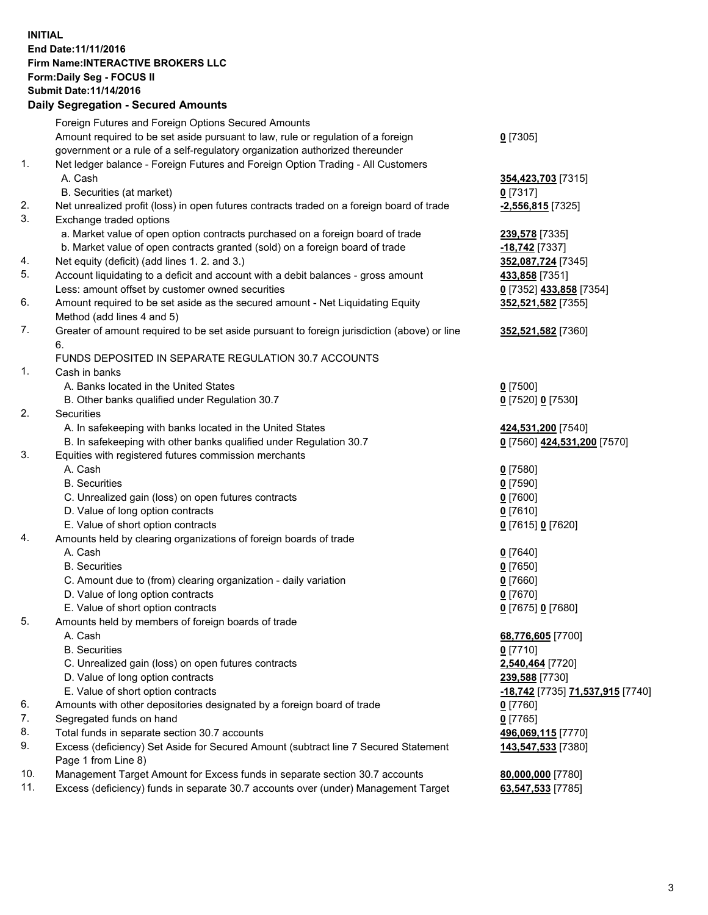**INITIAL**
**End Date:11/11/2016**
**Firm Name:INTERACTIVE BROKERS LLC**
**Form:Daily Seg - FOCUS II**
**Submit Date:11/14/2016**
**Daily Segregation - Secured Amounts**

| | | |
|---|---|---|
| | Foreign Futures and Foreign Options Secured Amounts | |
| | Amount required to be set aside pursuant to law, rule or regulation of a foreign government or a rule of a self-regulatory organization authorized thereunder | **0** [7305] |
| 1. | Net ledger balance - Foreign Futures and Foreign Option Trading - All Customers | |
| | A. Cash | **354,423,703** [7315] |
| | B. Securities (at market) | **0** [7317] |
| 2. | Net unrealized profit (loss) in open futures contracts traded on a foreign board of trade | **-2,556,815** [7325] |
| 3. | Exchange traded options | |
| | a. Market value of open option contracts purchased on a foreign board of trade | **239,578** [7335] |
| | b. Market value of open contracts granted (sold) on a foreign board of trade | **-18,742** [7337] |
| 4. | Net equity (deficit) (add lines 1. 2. and 3.) | **352,087,724** [7345] |
| 5. | Account liquidating to a deficit and account with a debit balances - gross amount | **433,858** [7351] |
| | Less: amount offset by customer owned securities | **0** [7352] **433,858** [7354] |
| 6. | Amount required to be set aside as the secured amount - Net Liquidating Equity Method (add lines 4 and 5) | **352,521,582** [7355] |
| 7. | Greater of amount required to be set aside pursuant to foreign jurisdiction (above) or line 6. | **352,521,582** [7360] |
| | FUNDS DEPOSITED IN SEPARATE REGULATION 30.7 ACCOUNTS | |
| 1. | Cash in banks | |
| | A. Banks located in the United States | **0** [7500] |
| | B. Other banks qualified under Regulation 30.7 | **0** [7520] **0** [7530] |
| 2. | Securities | |
| | A. In safekeeping with banks located in the United States | **424,531,200** [7540] |
| | B. In safekeeping with other banks qualified under Regulation 30.7 | **0** [7560] **424,531,200** [7570] |
| 3. | Equities with registered futures commission merchants | |
| | A. Cash | **0** [7580] |
| | B. Securities | **0** [7590] |
| | C. Unrealized gain (loss) on open futures contracts | **0** [7600] |
| | D. Value of long option contracts | **0** [7610] |
| | E. Value of short option contracts | **0** [7615] **0** [7620] |
| 4. | Amounts held by clearing organizations of foreign boards of trade | |
| | A. Cash | **0** [7640] |
| | B. Securities | **0** [7650] |
| | C. Amount due to (from) clearing organization - daily variation | **0** [7660] |
| | D. Value of long option contracts | **0** [7670] |
| | E. Value of short option contracts | **0** [7675] **0** [7680] |
| 5. | Amounts held by members of foreign boards of trade | |
| | A. Cash | **68,776,605** [7700] |
| | B. Securities | **0** [7710] |
| | C. Unrealized gain (loss) on open futures contracts | **2,540,464** [7720] |
| | D. Value of long option contracts | **239,588** [7730] |
| | E. Value of short option contracts | **-18,742** [7735] **71,537,915** [7740] |
| 6. | Amounts with other depositories designated by a foreign board of trade | **0** [7760] |
| 7. | Segregated funds on hand | **0** [7765] |
| 8. | Total funds in separate section 30.7 accounts | **496,069,115** [7770] |
| 9. | Excess (deficiency) Set Aside for Secured Amount (subtract line 7 Secured Statement Page 1 from Line 8) | **143,547,533** [7380] |
| 10. | Management Target Amount for Excess funds in separate section 30.7 accounts | **80,000,000** [7780] |
| 11. | Excess (deficiency) funds in separate 30.7 accounts over (under) Management Target | **63,547,533** [7785] |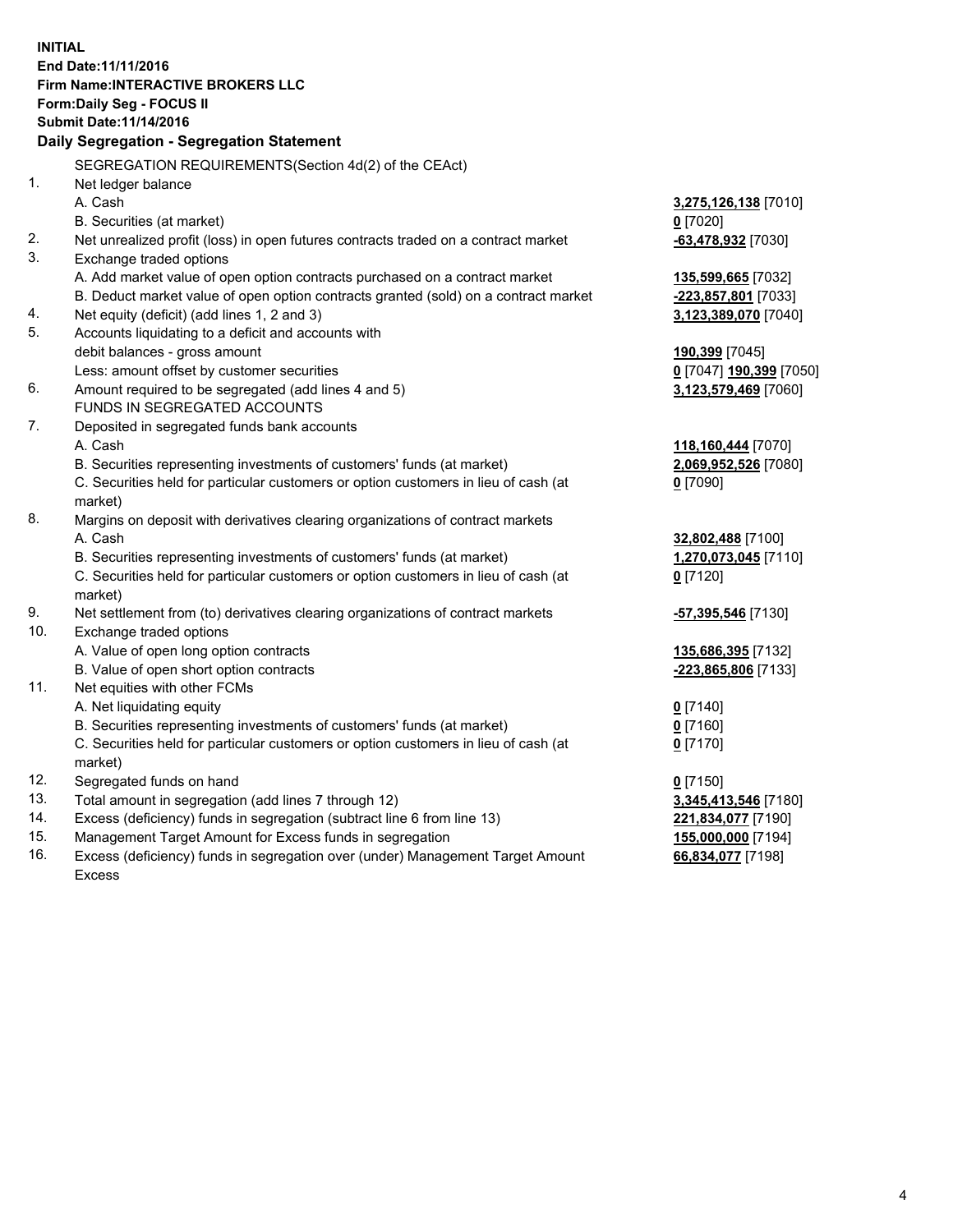**INITIAL**
**End Date:11/11/2016**
**Firm Name:INTERACTIVE BROKERS LLC**
**Form:Daily Seg - FOCUS II**
**Submit Date:11/14/2016**

**Daily Segregation - Segregation Statement**

SEGREGATION REQUIREMENTS(Section 4d(2) of the CEAct)

| | | |
|---|---|---|
| 1. | Net ledger balance | |
| | A. Cash | **3,275,126,138** [7010] |
| | B. Securities (at market) | **0** [7020] |
| 2. | Net unrealized profit (loss) in open futures contracts traded on a contract market | **-63,478,932** [7030] |
| 3. | Exchange traded options | |
| | A. Add market value of open option contracts purchased on a contract market | **135,599,665** [7032] |
| | B. Deduct market value of open option contracts granted (sold) on a contract market | **-223,857,801** [7033] |
| 4. | Net equity (deficit) (add lines 1, 2 and 3) | **3,123,389,070** [7040] |
| 5. | Accounts liquidating to a deficit and accounts with | |
| | debit balances - gross amount | **190,399** [7045] |
| | Less: amount offset by customer securities | **0** [7047] **190,399** [7050] |
| 6. | Amount required to be segregated (add lines 4 and 5) | **3,123,579,469** [7060] |
| | FUNDS IN SEGREGATED ACCOUNTS | |
| 7. | Deposited in segregated funds bank accounts | |
| | A. Cash | **118,160,444** [7070] |
| | B. Securities representing investments of customers' funds (at market) | **2,069,952,526** [7080] |
| | C. Securities held for particular customers or option customers in lieu of cash (at market) | **0** [7090] |
| 8. | Margins on deposit with derivatives clearing organizations of contract markets | |
| | A. Cash | **32,802,488** [7100] |
| | B. Securities representing investments of customers' funds (at market) | **1,270,073,045** [7110] |
| | C. Securities held for particular customers or option customers in lieu of cash (at market) | **0** [7120] |
| 9. | Net settlement from (to) derivatives clearing organizations of contract markets | **-57,395,546** [7130] |
| 10. | Exchange traded options | |
| | A. Value of open long option contracts | **135,686,395** [7132] |
| | B. Value of open short option contracts | **-223,865,806** [7133] |
| 11. | Net equities with other FCMs | |
| | A. Net liquidating equity | **0** [7140] |
| | B. Securities representing investments of customers' funds (at market) | **0** [7160] |
| | C. Securities held for particular customers or option customers in lieu of cash (at market) | **0** [7170] |
| 12. | Segregated funds on hand | **0** [7150] |
| 13. | Total amount in segregation (add lines 7 through 12) | **3,345,413,546** [7180] |
| 14. | Excess (deficiency) funds in segregation (subtract line 6 from line 13) | **221,834,077** [7190] |
| 15. | Management Target Amount for Excess funds in segregation | **155,000,000** [7194] |
| 16. | Excess (deficiency) funds in segregation over (under) Management Target Amount Excess | **66,834,077** [7198] |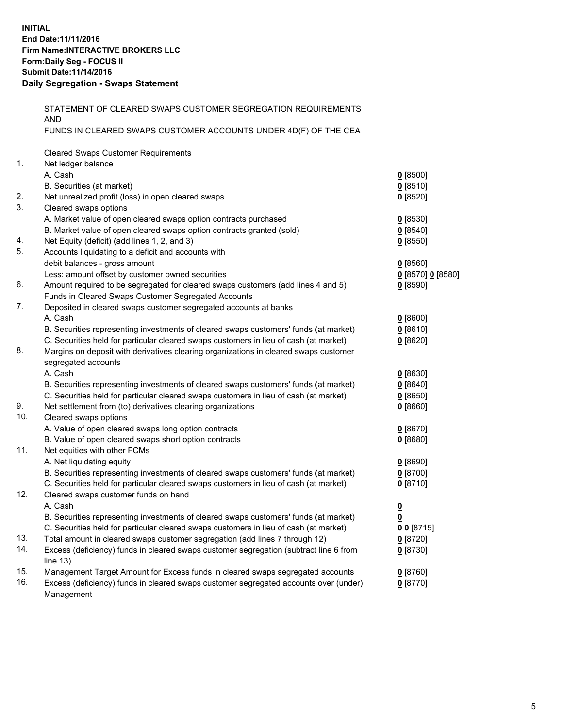**INITIAL**
**End Date:11/11/2016**
**Firm Name:INTERACTIVE BROKERS LLC**
**Form:Daily Seg - FOCUS II**
**Submit Date:11/14/2016**
**Daily Segregation - Swaps Statement**

STATEMENT OF CLEARED SWAPS CUSTOMER SEGREGATION REQUIREMENTS
AND
FUNDS IN CLEARED SWAPS CUSTOMER ACCOUNTS UNDER 4D(F) OF THE CEA

| | | |
|---|---|---|
| | Cleared Swaps Customer Requirements | |
| 1. | Net ledger balance | |
| | A. Cash | 0 [8500] |
| | B. Securities (at market) | 0 [8510] |
| 2. | Net unrealized profit (loss) in open cleared swaps | 0 [8520] |
| 3. | Cleared swaps options | |
| | A. Market value of open cleared swaps option contracts purchased | 0 [8530] |
| | B. Market value of open cleared swaps option contracts granted (sold) | 0 [8540] |
| 4. | Net Equity (deficit) (add lines 1, 2, and 3) | 0 [8550] |
| 5. | Accounts liquidating to a deficit and accounts with | |
| | debit balances - gross amount | 0 [8560] |
| | Less: amount offset by customer owned securities | 0 [8570] 0 [8580] |
| 6. | Amount required to be segregated for cleared swaps customers (add lines 4 and 5) | 0 [8590] |
| | Funds in Cleared Swaps Customer Segregated Accounts | |
| 7. | Deposited in cleared swaps customer segregated accounts at banks | |
| | A. Cash | 0 [8600] |
| | B. Securities representing investments of cleared swaps customers' funds (at market) | 0 [8610] |
| | C. Securities held for particular cleared swaps customers in lieu of cash (at market) | 0 [8620] |
| 8. | Margins on deposit with derivatives clearing organizations in cleared swaps customer segregated accounts | |
| | A. Cash | 0 [8630] |
| | B. Securities representing investments of cleared swaps customers' funds (at market) | 0 [8640] |
| | C. Securities held for particular cleared swaps customers in lieu of cash (at market) | 0 [8650] |
| 9. | Net settlement from (to) derivatives clearing organizations | 0 [8660] |
| 10. | Cleared swaps options | |
| | A. Value of open cleared swaps long option contracts | 0 [8670] |
| | B. Value of open cleared swaps short option contracts | 0 [8680] |
| 11. | Net equities with other FCMs | |
| | A. Net liquidating equity | 0 [8690] |
| | B. Securities representing investments of cleared swaps customers' funds (at market) | 0 [8700] |
| | C. Securities held for particular cleared swaps customers in lieu of cash (at market) | 0 [8710] |
| 12. | Cleared swaps customer funds on hand | |
| | A. Cash | 0 |
| | B. Securities representing investments of cleared swaps customers' funds (at market) | 0 |
| | C. Securities held for particular cleared swaps customers in lieu of cash (at market) | 0 0 [8715] |
| 13. | Total amount in cleared swaps customer segregation (add lines 7 through 12) | 0 [8720] |
| 14. | Excess (deficiency) funds in cleared swaps customer segregation (subtract line 6 from line 13) | 0 [8730] |
| 15. | Management Target Amount for Excess funds in cleared swaps segregated accounts | 0 [8760] |
| 16. | Excess (deficiency) funds in cleared swaps customer segregated accounts over (under) Management | 0 [8770] |